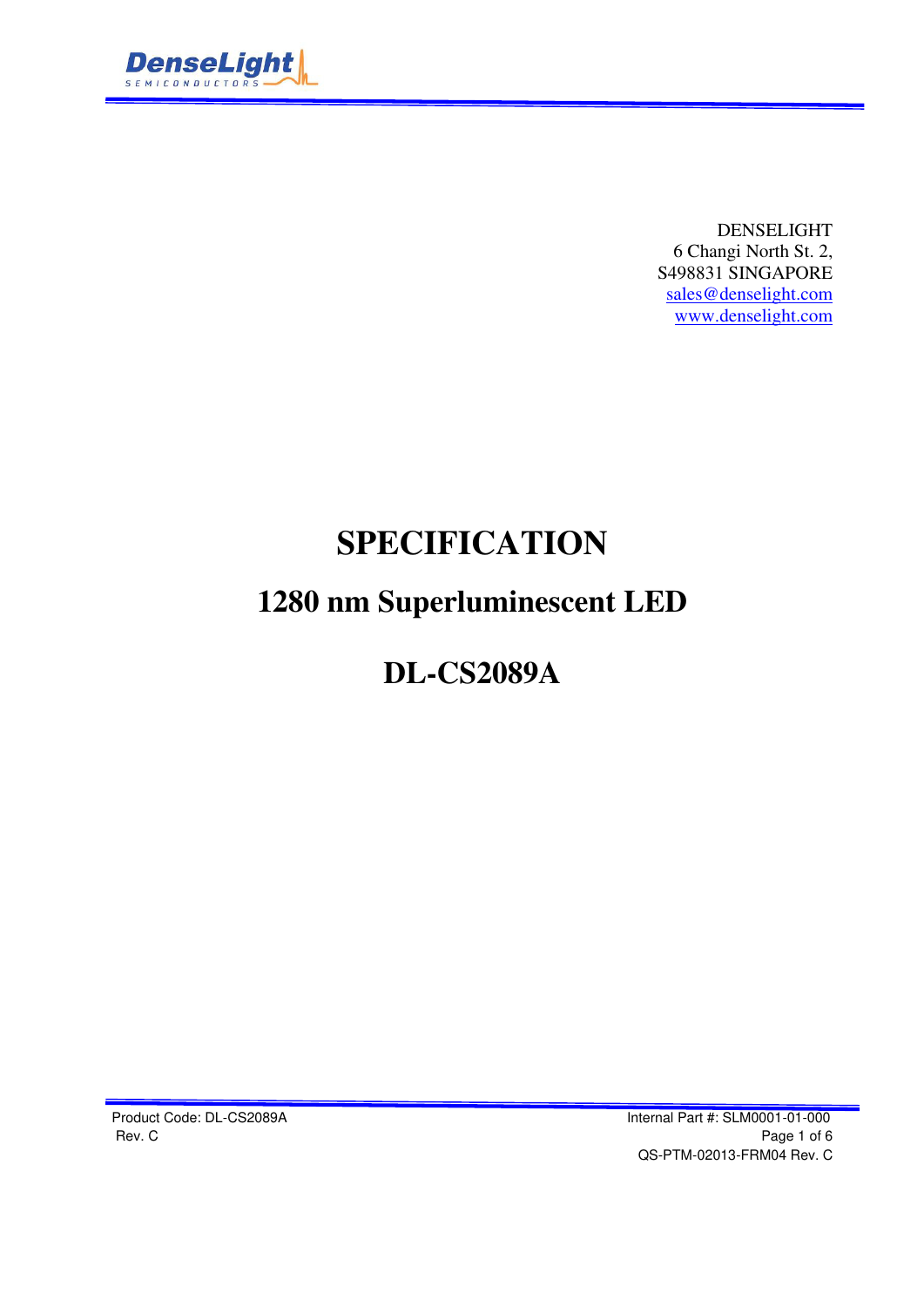DENSELIGHT
6 Changi North St. 2,
S498831 SINGAPORE
sales@denselight.com
www.denselight.com

# SPECIFICATION

## 1280 nm Superluminescent LED

## DL-CS2089A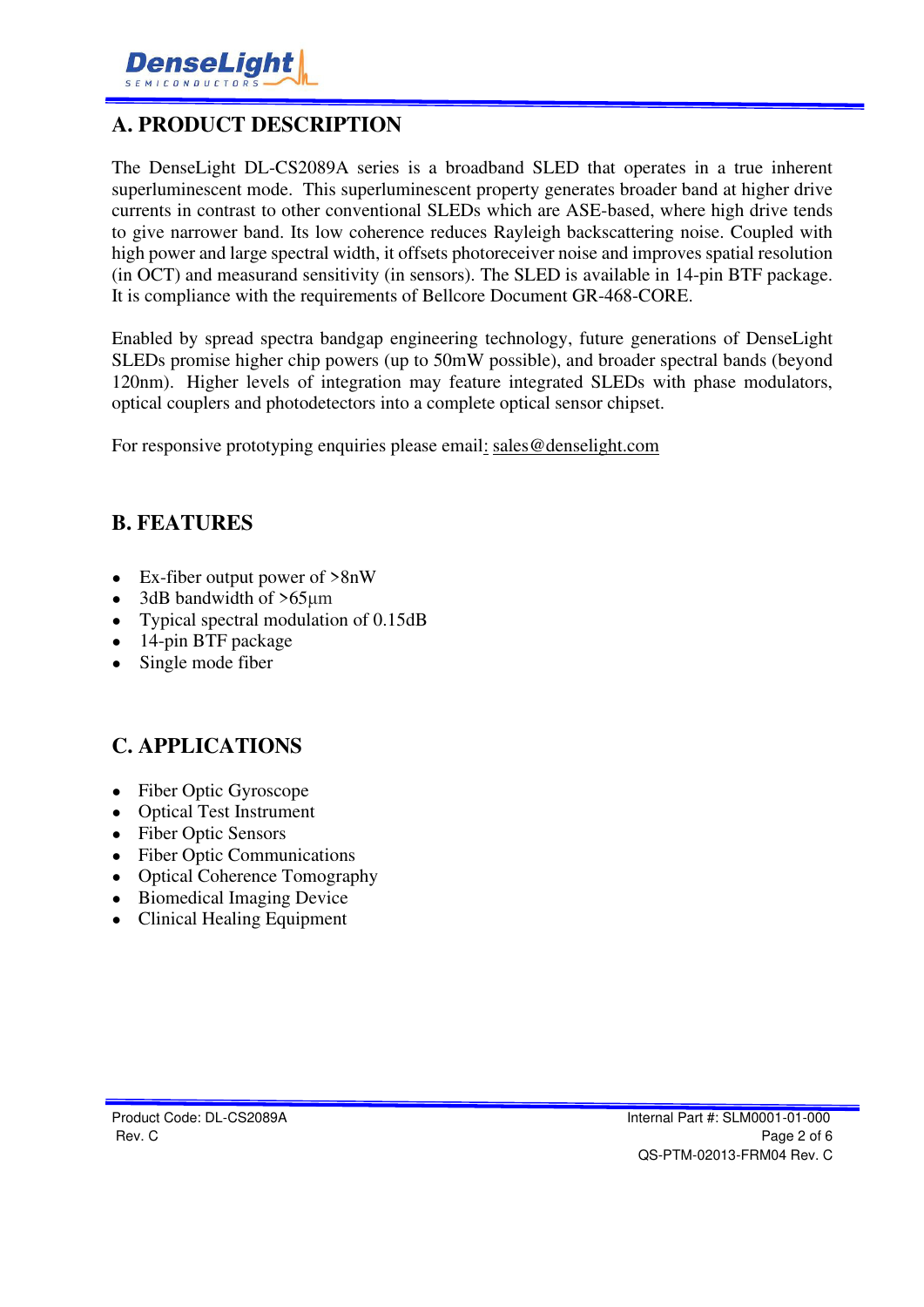## A. PRODUCT DESCRIPTION

The DenseLight DL-CS2089A series is a broadband SLED that operates in a true inherent superluminescent mode. This superluminescent property generates broader band at higher drive currents in contrast to other conventional SLEDs which are ASE-based, where high drive tends to give narrower band. Its low coherence reduces Rayleigh backscattering noise. Coupled with high power and large spectral width, it offsets photoreceiver noise and improves spatial resolution (in OCT) and measurand sensitivity (in sensors). The SLED is available in 14-pin BTF package. It is compliance with the requirements of Bellcore Document GR-468-CORE.

Enabled by spread spectra bandgap engineering technology, future generations of DenseLight SLEDs promise higher chip powers (up to 50mW possible), and broader spectral bands (beyond 120nm). Higher levels of integration may feature integrated SLEDs with phase modulators, optical couplers and photodetectors into a complete optical sensor chipset.

For responsive prototyping enquiries please email: sales@denselight.com

## B. FEATURES

- Ex-fiber output power of >8nW
- 3dB bandwidth of >65µm
- Typical spectral modulation of 0.15dB
- 14-pin BTF package
- Single mode fiber

## C. APPLICATIONS

- Fiber Optic Gyroscope
- Optical Test Instrument
- Fiber Optic Sensors
- Fiber Optic Communications
- Optical Coherence Tomography
- Biomedical Imaging Device
- Clinical Healing Equipment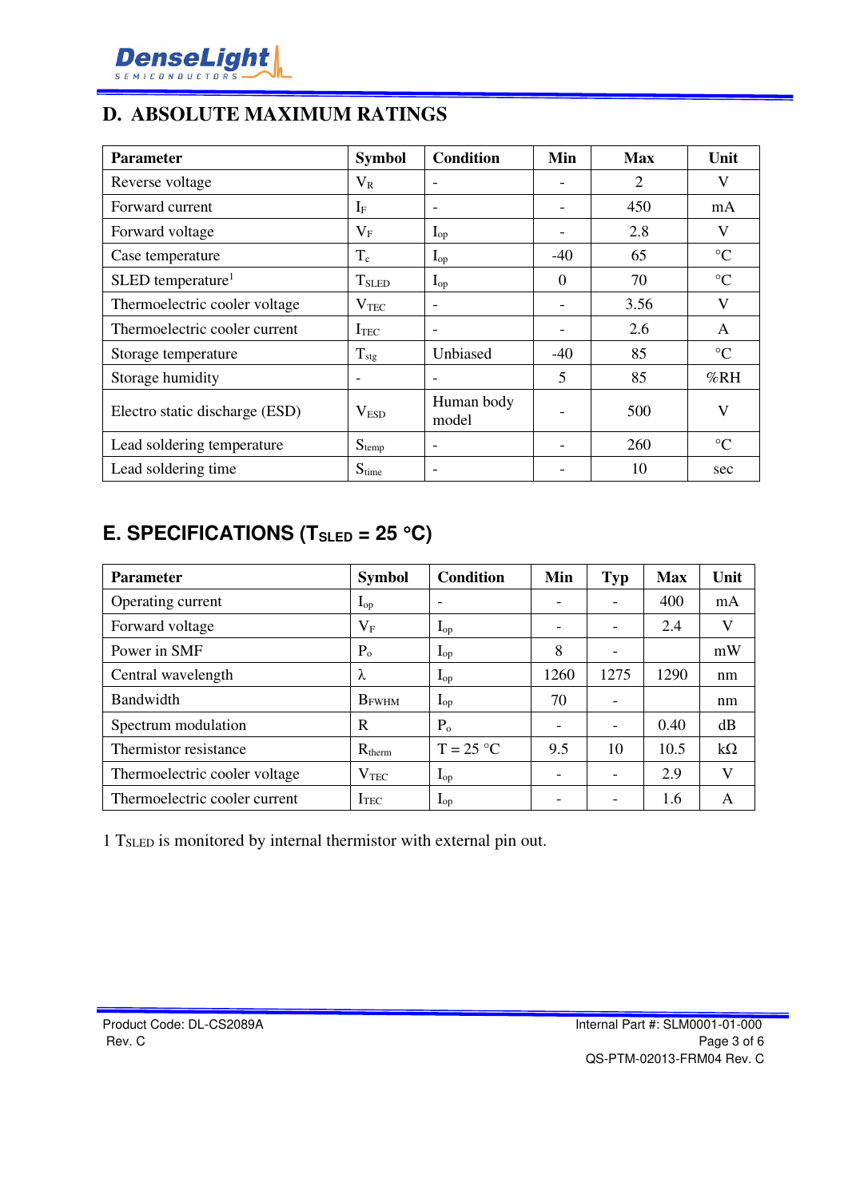## D. ABSOLUTE MAXIMUM RATINGS

| Parameter | Symbol | Condition | Min | Max | Unit |
|---|---|---|---|---|---|
| Reverse voltage | $V_R$ | - | - | 2 | V |
| Forward current | $I_F$ | - | - | 450 | mA |
| Forward voltage | $V_F$ | $I_{op}$ | - | 2.8 | V |
| Case temperature | $T_c$ | $I_{op}$ | -40 | 65 | °C |
| SLED temperature[1] | $T_{SLED}$ | $I_{op}$ | 0 | 70 | °C |
| Thermoelectric cooler voltage | $V_{TEC}$ | - | - | 3.56 | V |
| Thermoelectric cooler current | $I_{TEC}$ | - | - | 2.6 | A |
| Storage temperature | $T_{stg}$ | Unbiased | -40 | 85 | °C |
| Storage humidity | - | - | 5 | 85 | %RH |
| Electro static discharge (ESD) | $V_{ESD}$ | Human body model | - | 500 | V |
| Lead soldering temperature | $S_{temp}$ | - | - | 260 | °C |
| Lead soldering time | $S_{time}$ | - | - | 10 | sec |

## E. SPECIFICATIONS ($T_{SLED}$ = 25 °C)

| Parameter | Symbol | Condition | Min | Typ | Max | Unit |
|---|---|---|---|---|---|---|
| Operating current | $I_{op}$ | - | - | - | 400 | mA |
| Forward voltage | $V_F$ | $I_{op}$ | - | - | 2.4 | V |
| Power in SMF | $P_o$ | $I_{op}$ | 8 | - | | mW |
| Central wavelength | $\lambda$ | $I_{op}$ | 1260 | 1275 | 1290 | nm |
| Bandwidth | $B_{FWHM}$ | $I_{op}$ | 70 | - | | nm |
| Spectrum modulation | R | $P_o$ | - | - | 0.40 | dB |
| Thermistor resistance | $R_{therm}$ | T = 25 °C | 9.5 | 10 | 10.5 | kΩ |
| Thermoelectric cooler voltage | $V_{TEC}$ | $I_{op}$ | - | - | 2.9 | V |
| Thermoelectric cooler current | $I_{TEC}$ | $I_{op}$ | - | - | 1.6 | A |

1 $T_{SLED}$ is monitored by internal thermistor with external pin out.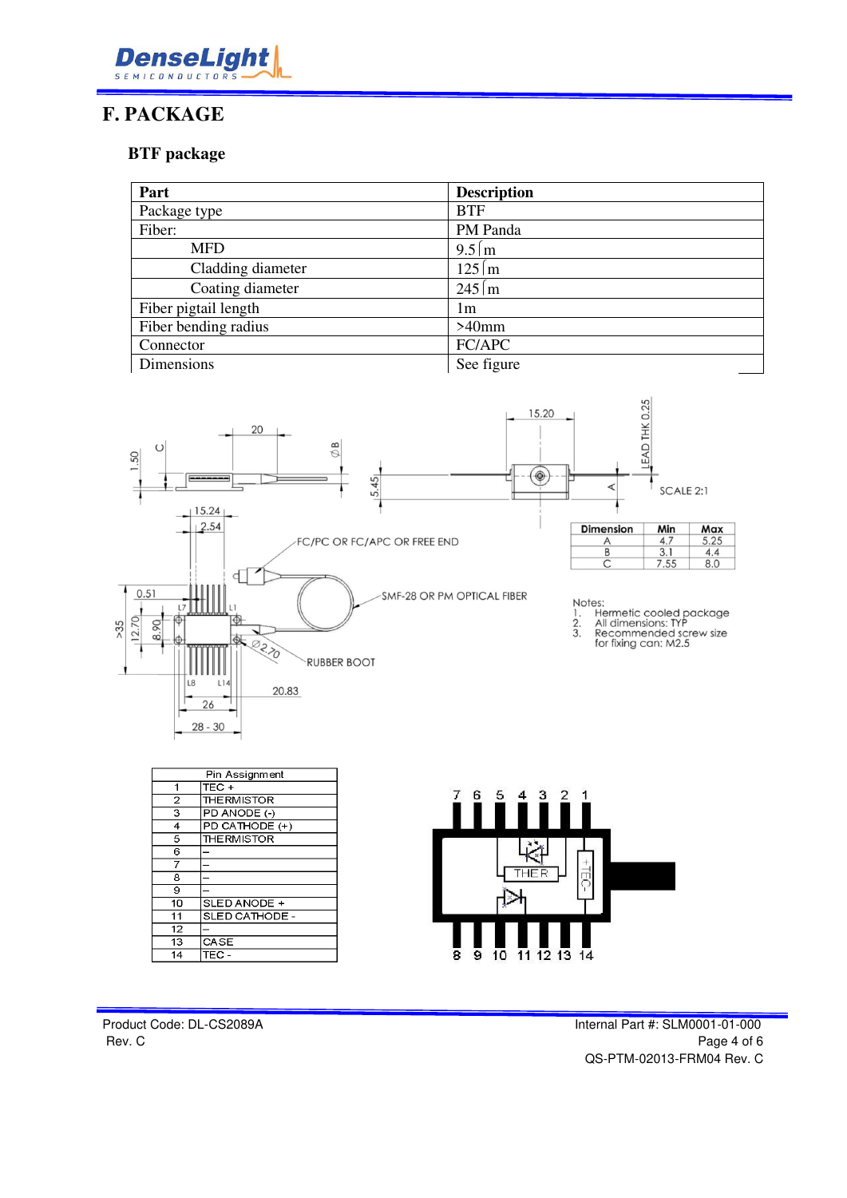# F. PACKAGE

## BTF package

| Part | Description |
|---|---|
| Package type | BTF |
| Fiber: | PM Panda |
| MFD | 9.5 µm |
| Cladding diameter | 125 µm |
| Coating diameter | 245 µm |
| Fiber pigtail length | 1m |
| Fiber bending radius | >40mm |
| Connector | FC/APC |
| Dimensions | See figure |

20

1.50

C

ØB

15.20

LEAD THK 0.25

5.45

A

SCALE 2:1

15.24

2.54

FC/PC OR FC/APC OR FREE END

| Dimension | Min | Max |
|---|---|---|
| A | 4.7 | 5.25 |
| B | 3.1 | 4.4 |
| C | 7.55 | 8.0 |

0.51

SMF-28 OR PM OPTICAL FIBER

L7

L1

>35

12.70

8.90

Ø2.70

RUBBER BOOT

L8

L14

20.83

26

28 - 30

Notes:
1. Hermetic cooled package
2. All dimensions: TYP
3. Recommended screw size for fixing can: M2.5

| Pin Assignment | |
|---|---|
| 1 | TEC + |
| 2 | THERMISTOR |
| 3 | PD ANODE (-) |
| 4 | PD CATHODE (+) |
| 5 | THERMISTOR |
| 6 | – |
| 7 | – |
| 8 | – |
| 9 | – |
| 10 | SLED ANODE + |
| 11 | SLED CATHODE - |
| 12 | – |
| 13 | CASE |
| 14 | TEC - |

7 6 5 4 3 2 1

THER

+TEC-

8 9 10 11 12 13 14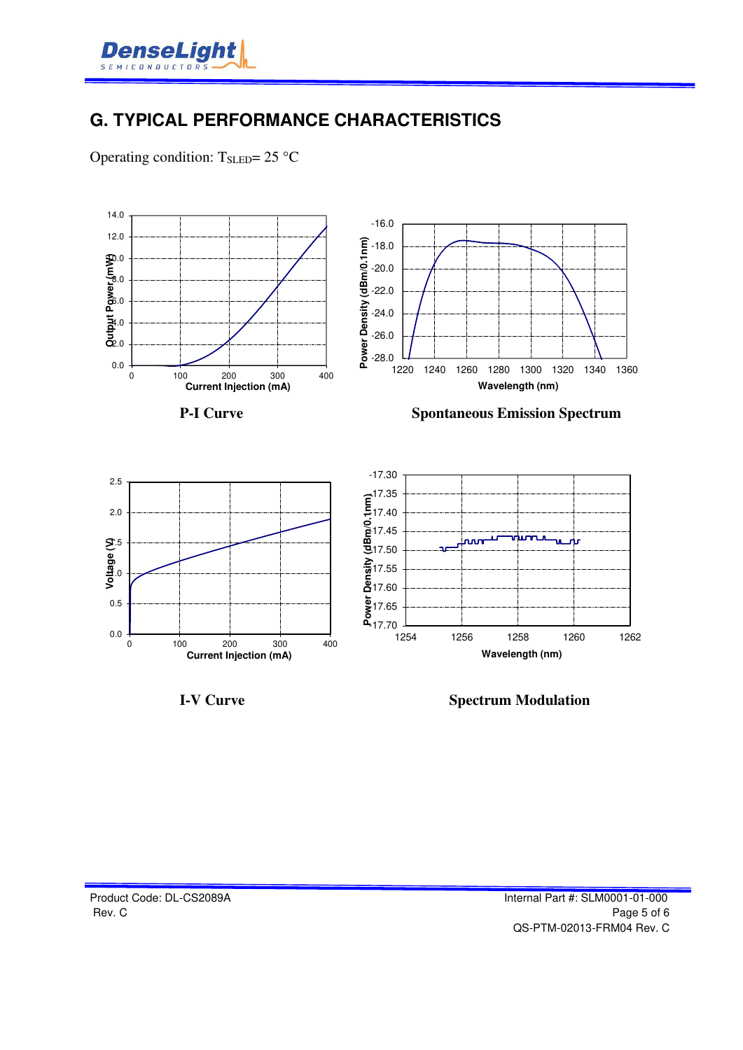## G. TYPICAL PERFORMANCE CHARACTERISTICS

Operating condition: $T_{SLED}$= 25 °C

Output Power (mW)
14.0
12.0
10.0
8.0
6.0
4.0
2.0
0.0
0
100
200
300
400
Current Injection (mA)

**P-I Curve**

Power Density (dBm/0.1nm)
-16.0
-18.0
-20.0
-22.0
-24.0
-26.0
-28.0
1220
1240
1260
1280
1300
1320
1340
1360
Wavelength (nm)

**Spontaneous Emission Spectrum**

Voltage (V)
2.5
2.0
1.5
1.0
0.5
0.0
0
100
200
300
400
Current Injection (mA)

**I-V Curve**

Power Density (dBm/0.1nm)
-17.30
-17.35
-17.40
-17.45
-17.50
-17.55
-17.60
-17.65
-17.70
1254
1256
1258
1260
1262
Wavelength (nm)

**Spectrum Modulation**

Product Code: DL-CS2089A
Rev. C

Internal Part #: SLM0001-01-000
QS-PTM-02013-FRM04 Rev. C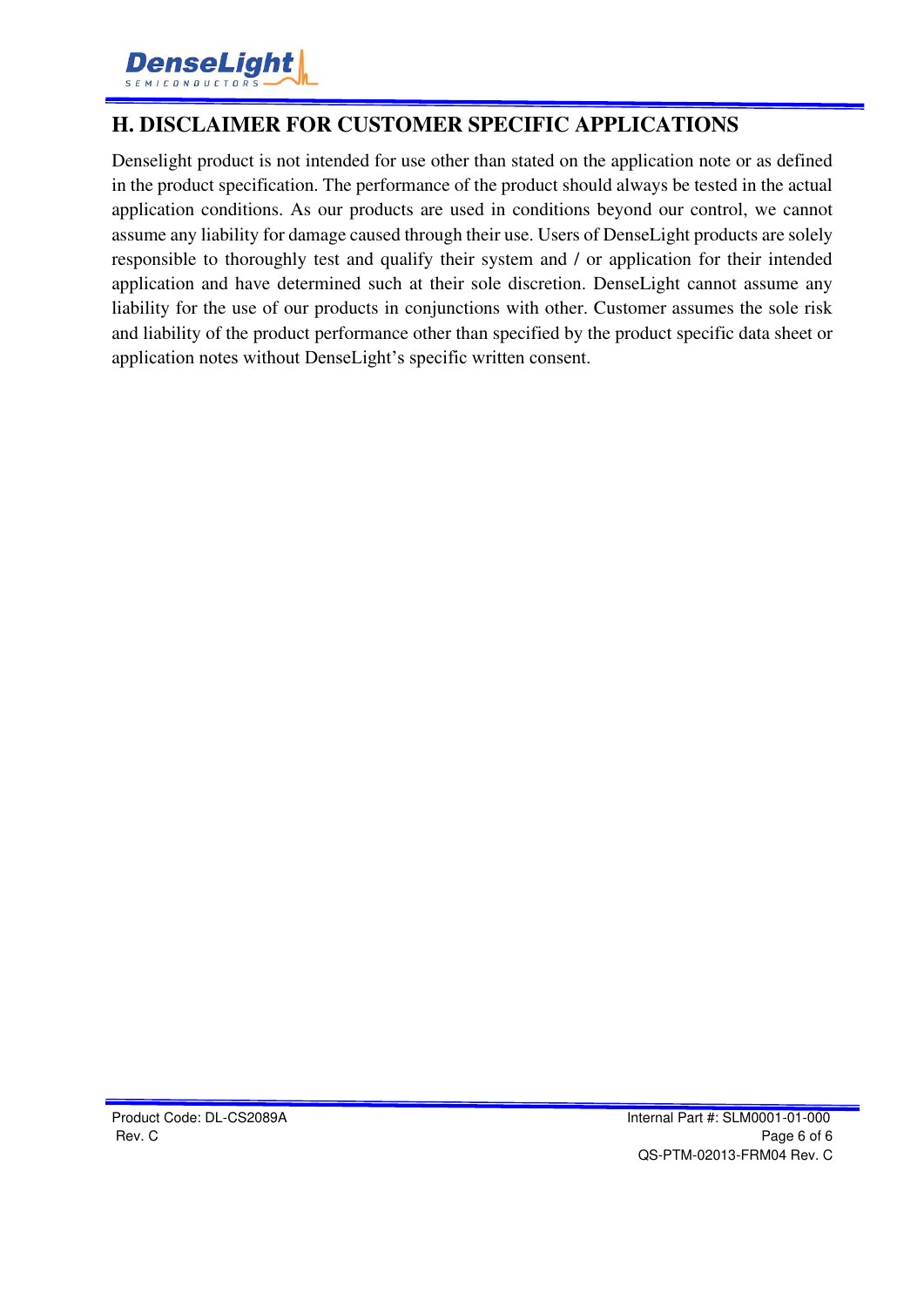## H. DISCLAIMER FOR CUSTOMER SPECIFIC APPLICATIONS

Denselight product is not intended for use other than stated on the application note or as defined in the product specification. The performance of the product should always be tested in the actual application conditions. As our products are used in conditions beyond our control, we cannot assume any liability for damage caused through their use. Users of DenseLight products are solely responsible to thoroughly test and qualify their system and / or application for their intended application and have determined such at their sole discretion. DenseLight cannot assume any liability for the use of our products in conjunctions with other. Customer assumes the sole risk and liability of the product performance other than specified by the product specific data sheet or application notes without DenseLight's specific written consent.